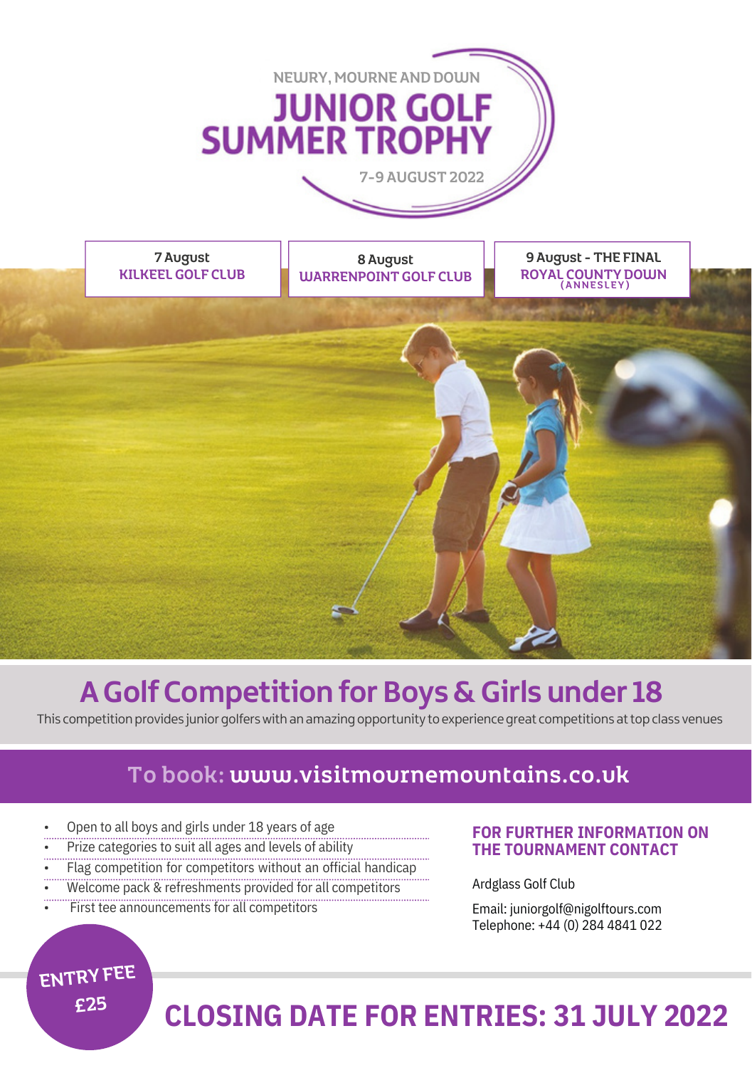NEWRY, MOURNE AND DOWN

# JUNIOR GOLF SUMMER TROPHY

7-9 AUGUST 2022

| 7 August | 8 August | 9 August - THE FINAL |
| --- | --- | --- |
| KILKEEL GOLF CLUB | WARRENPOINT GOLF CLUB | ROYAL COUNTY DOWN (ANNESLEY) |

## A Golf Competition for Boys & Girls under 18

This competition provides junior golfers with an amazing opportunity to experience great competitions at top class venues

## To book: www.visitmournemountains.co.uk

- Open to all boys and girls under 18 years of age
- Prize categories to suit all ages and levels of ability
- Flag competition for competitors without an official handicap
- Welcome pack & refreshments provided for all competitors
- First tee announcements for all competitors

### FOR FURTHER INFORMATION ON THE TOURNAMENT CONTACT

Ardglass Golf Club

Email: juniorgolf@nigolftours.com
Telephone: +44 (0) 284 4841 022

**ENTRY FEE £25**

## CLOSING DATE FOR ENTRIES: 31 JULY 2022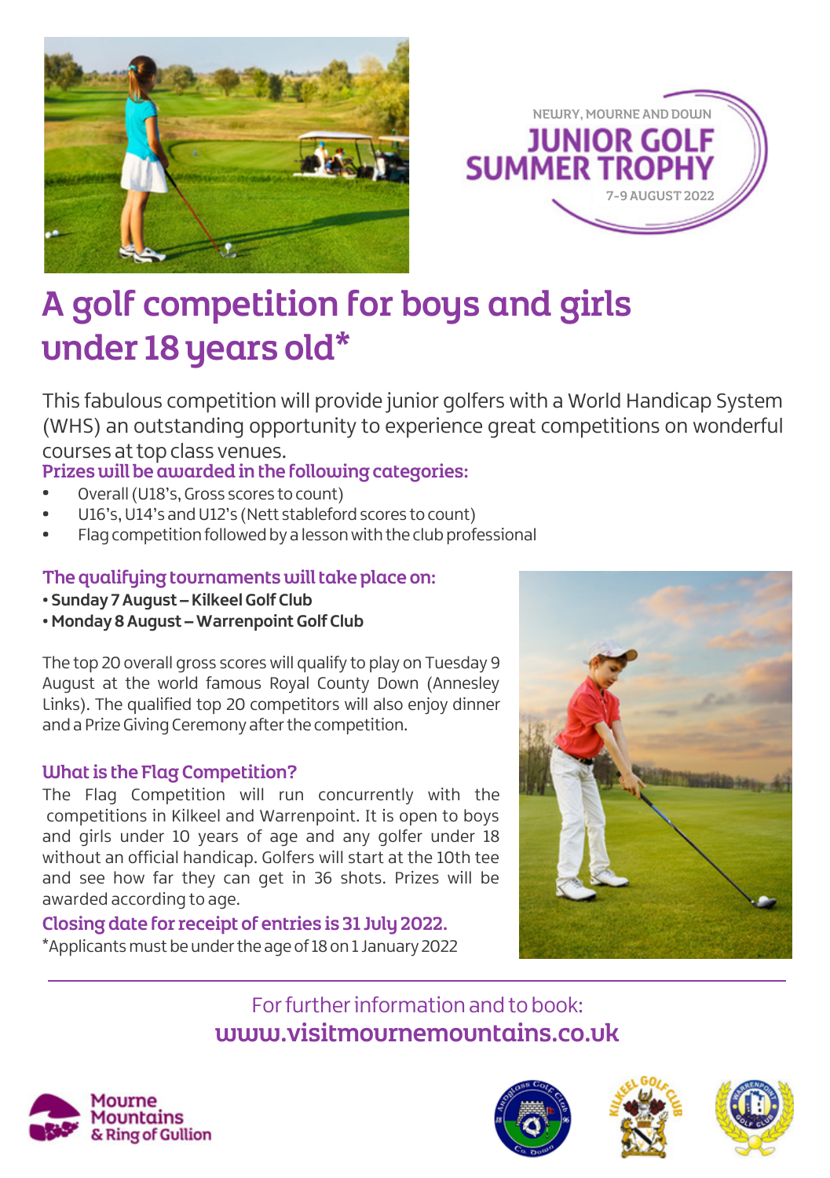NEWRY, MOURNE AND DOWN

# JUNIOR GOLF SUMMER TROPHY

7-9 AUGUST 2022

## A golf competition for boys and girls under 18 years old*

This fabulous competition will provide junior golfers with a World Handicap System (WHS) an outstanding opportunity to experience great competitions on wonderful courses at top class venues.

### Prizes will be awarded in the following categories:

- Overall (U18's, Gross scores to count)
- U16's, U14's and U12's (Nett stableford scores to count)
- Flag competition followed by a lesson with the club professional

### The qualifying tournaments will take place on:

- **Sunday 7 August – Kilkeel Golf Club**
- **Monday 8 August – Warrenpoint Golf Club**

The top 20 overall gross scores will qualify to play on Tuesday 9 August at the world famous Royal County Down (Annesley Links). The qualified top 20 competitors will also enjoy dinner and a Prize Giving Ceremony after the competition.

### What is the Flag Competition?

The Flag Competition will run concurrently with the competitions in Kilkeel and Warrenpoint. It is open to boys and girls under 10 years of age and any golfer under 18 without an official handicap. Golfers will start at the 10th tee and see how far they can get in 36 shots. Prizes will be awarded according to age.

### Closing date for receipt of entries is 31 July 2022.

*Applicants must be under the age of 18 on 1 January 2022

For further information and to book:

**www.visitmournemountains.co.uk**

Mourne Mountains & Ring of Gullion